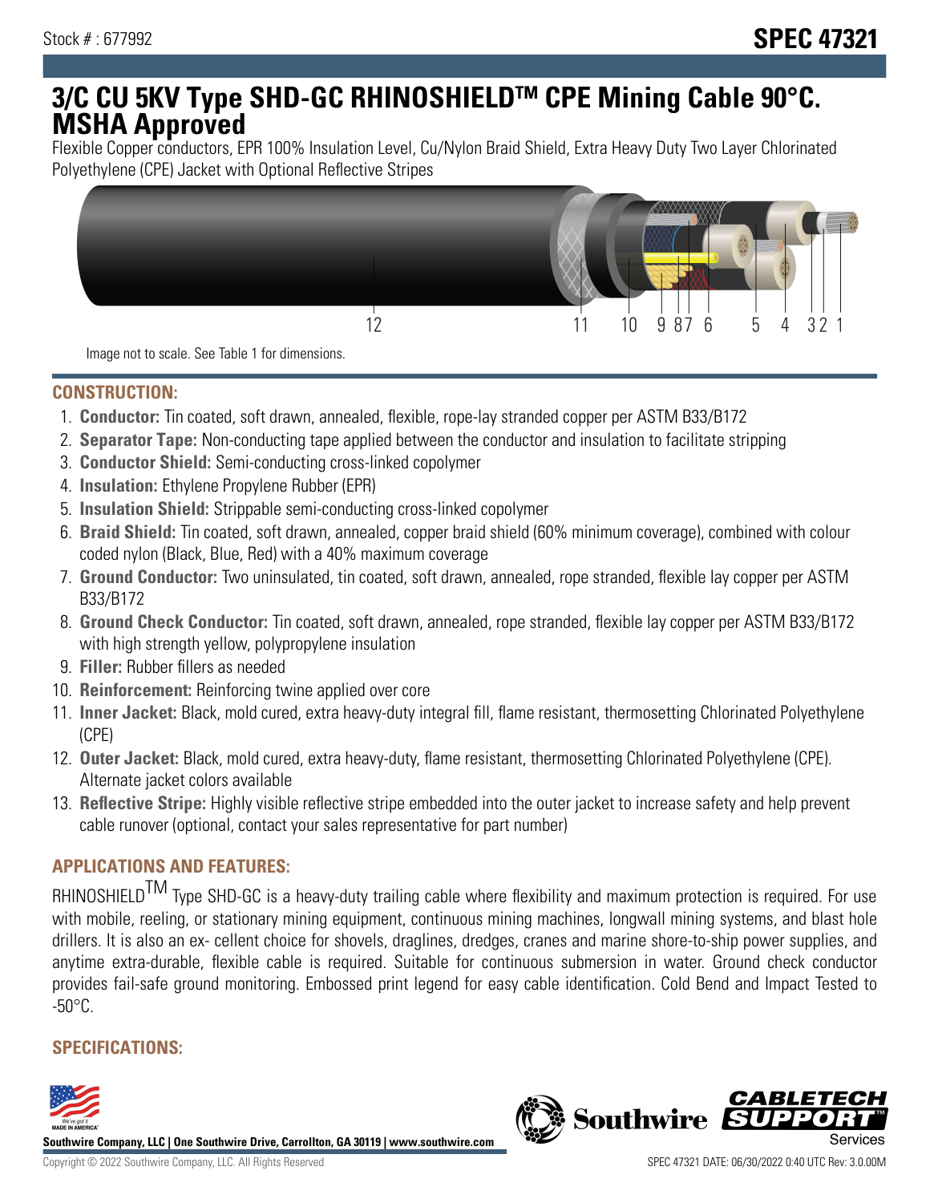Stock # : 677992

**SPEC 47321**

# 3/C CU 5KV Type SHD-GC RHINOSHIELDTM CPE Mining Cable 90°C. MSHA Approved

Flexible Copper conductors, EPR 100% Insulation Level, Cu/Nylon Braid Shield, Extra Heavy Duty Two Layer Chlorinated Polyethylene (CPE) Jacket with Optional Reflective Stripes

12 11 10 9 8 7 6 5 4 3 2 1

Image not to scale. See Table 1 for dimensions.

## CONSTRUCTION:

1. **Conductor:** Tin coated, soft drawn, annealed, flexible, rope-lay stranded copper per ASTM B33/B172
2. **Separator Tape:** Non-conducting tape applied between the conductor and insulation to facilitate stripping
3. **Conductor Shield:** Semi-conducting cross-linked copolymer
4. **Insulation:** Ethylene Propylene Rubber (EPR)
5. **Insulation Shield:** Strippable semi-conducting cross-linked copolymer
6. **Braid Shield:** Tin coated, soft drawn, annealed, copper braid shield (60% minimum coverage), combined with colour coded nylon (Black, Blue, Red) with a 40% maximum coverage
7. **Ground Conductor:** Two uninsulated, tin coated, soft drawn, annealed, rope stranded, flexible lay copper per ASTM B33/B172
8. **Ground Check Conductor:** Tin coated, soft drawn, annealed, rope stranded, flexible lay copper per ASTM B33/B172 with high strength yellow, polypropylene insulation
9. **Filler:** Rubber fillers as needed
10. **Reinforcement:** Reinforcing twine applied over core
11. **Inner Jacket:** Black, mold cured, extra heavy-duty integral fill, flame resistant, thermosetting Chlorinated Polyethylene (CPE)
12. **Outer Jacket:** Black, mold cured, extra heavy-duty, flame resistant, thermosetting Chlorinated Polyethylene (CPE). Alternate jacket colors available
13. **Reflective Stripe:** Highly visible reflective stripe embedded into the outer jacket to increase safety and help prevent cable runover (optional, contact your sales representative for part number)

## APPLICATIONS AND FEATURES:

RHINOSHIELDTM Type SHD-GC is a heavy-duty trailing cable where flexibility and maximum protection is required. For use with mobile, reeling, or stationary mining equipment, continuous mining machines, longwall mining systems, and blast hole drillers. It is also an ex- cellent choice for shovels, draglines, dredges, cranes and marine shore-to-ship power supplies, and anytime extra-durable, flexible cable is required. Suitable for continuous submersion in water. Ground check conductor provides fail-safe ground monitoring. Embossed print legend for easy cable identification. Cold Bend and Impact Tested to -50°C.

## SPECIFICATIONS:

**Southwire Company, LLC | One Southwire Drive, Carrollton, GA 30119 | www.southwire.com**

Copyright © 2022 Southwire Company, LLC. All Rights Reserved

SPEC 47321 DATE: 06/30/2022 0:40 UTC Rev: 3.0.00M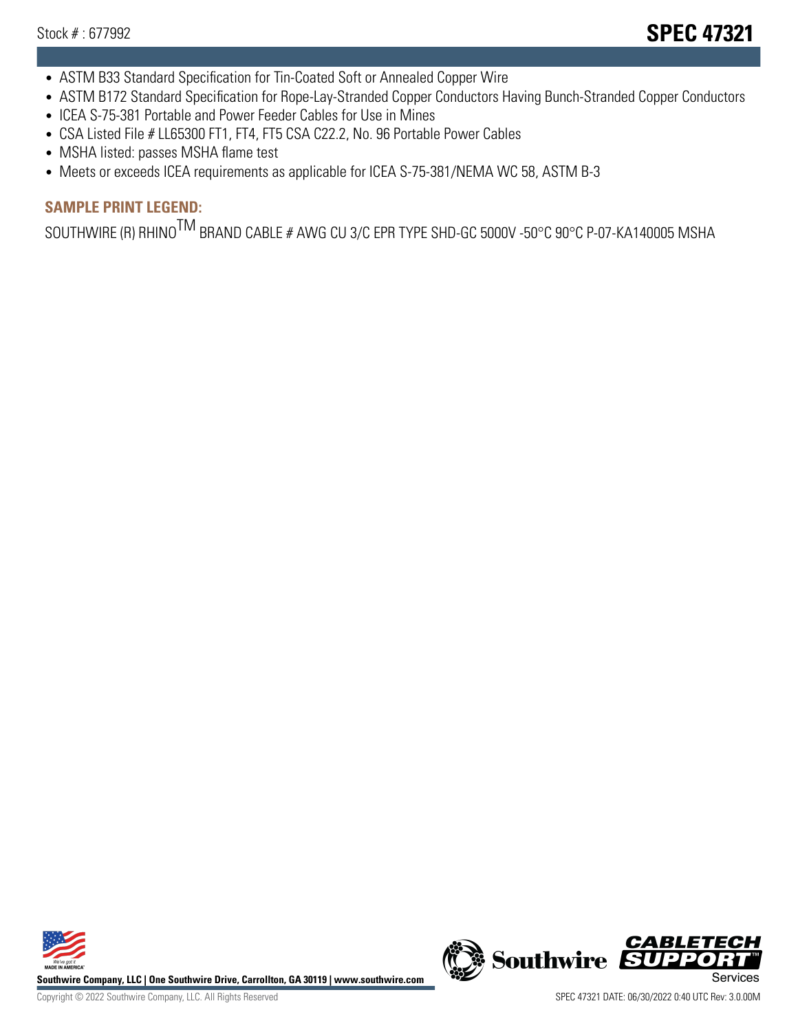- ASTM B33 Standard Specification for Tin-Coated Soft or Annealed Copper Wire
- ASTM B172 Standard Specification for Rope-Lay-Stranded Copper Conductors Having Bunch-Stranded Copper Conductors
- ICEA S-75-381 Portable and Power Feeder Cables for Use in Mines
- CSA Listed File # LL65300 FT1, FT4, FT5 CSA C22.2, No. 96 Portable Power Cables
- MSHA listed: passes MSHA flame test
- Meets or exceeds ICEA requirements as applicable for ICEA S-75-381/NEMA WC 58, ASTM B-3

## SAMPLE PRINT LEGEND:

SOUTHWIRE (R) RHINO$^{TM}$ BRAND CABLE # AWG CU 3/C EPR TYPE SHD-GC 5000V -50°C 90°C P-07-KA140005 MSHA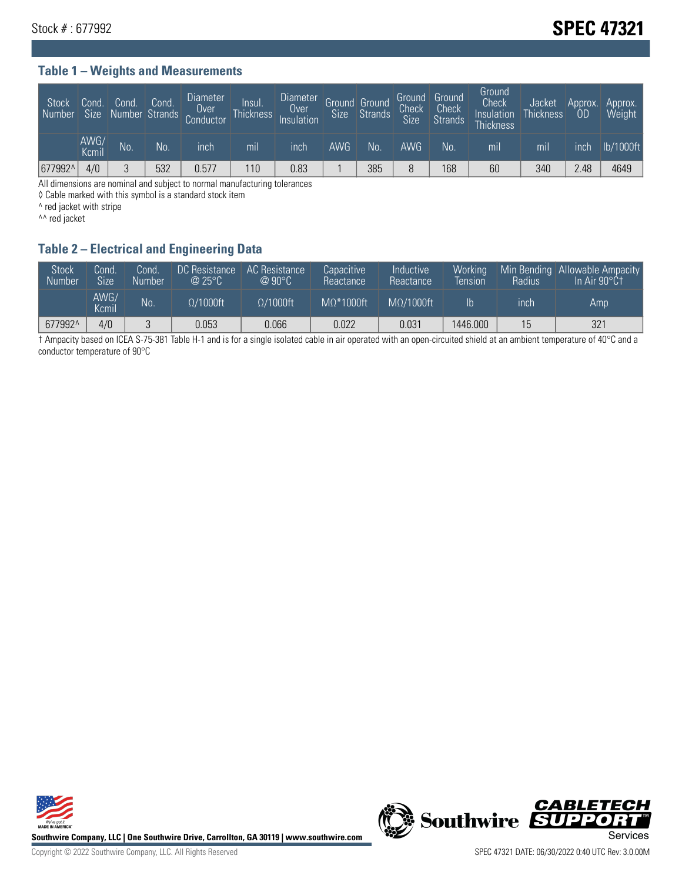Stock # : 677992

# SPEC 47321

## Table 1 – Weights and Measurements

| Stock Number | Cond. Size | Cond. Number | Cond. Strands | Diameter Over Conductor | Insul. Thickness | Diameter Over Insulation | Ground Size | Ground Strands | Ground Check Size | Ground Check Strands | Ground Check Insulation Thickness | Jacket Thickness | Approx. OD | Approx. Weight |
|---|---|---|---|---|---|---|---|---|---|---|---|---|---|---|
| | AWG/ Kcmil | No. | No. | inch | mil | inch | AWG | No. | AWG | No. | mil | mil | inch | lb/1000ft |
| 677992^ | 4/0 | 3 | 532 | 0.577 | 110 | 0.83 | 1 | 385 | 8 | 168 | 60 | 340 | 2.48 | 4649 |

All dimensions are nominal and subject to normal manufacturing tolerances

◊ Cable marked with this symbol is a standard stock item

^ red jacket with stripe

^^ red jacket

## Table 2 – Electrical and Engineering Data

| Stock Number | Cond. Size | Cond. Number | DC Resistance @ 25°C | AC Resistance @ 90°C | Capacitive Reactance | Inductive Reactance | Working Tension | Min Bending Radius | Allowable Ampacity In Air 90°C† |
|---|---|---|---|---|---|---|---|---|---|
| | AWG/ Kcmil | No. | Ω/1000ft | Ω/1000ft | MΩ*1000ft | MΩ/1000ft | lb | inch | Amp |
| 677992^ | 4/0 | 3 | 0.053 | 0.066 | 0.022 | 0.031 | 1446.000 | 15 | 321 |

† Ampacity based on ICEA S-75-381 Table H-1 and is for a single isolated cable in air operated with an open-circuited shield at an ambient temperature of 40°C and a conductor temperature of 90°C

Southwire Company, LLC | One Southwire Drive, Carrollton, GA 30119 | www.southwire.com

Copyright © 2022 Southwire Company, LLC. All Rights Reserved

SPEC 47321 DATE: 06/30/2022 0:40 UTC Rev: 3.0.00M